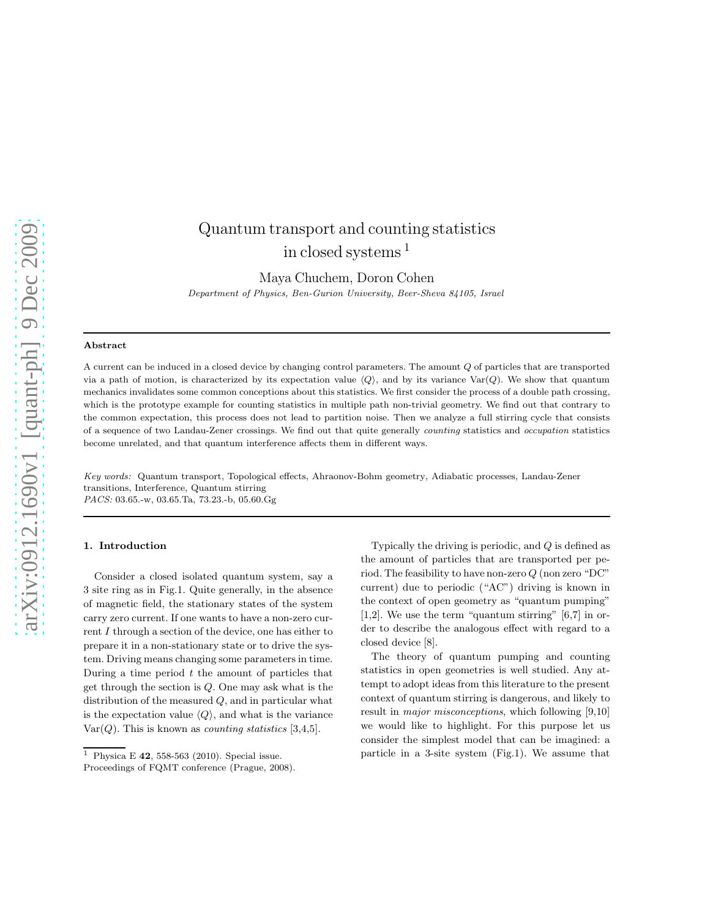# Quantum transport and counting statistics in closed systems [1]

Maya Chuchem, Doron Cohen

*Department of Physics, Ben-Gurion University, Beer-Sheva 84105, Israel*

---

**Abstract**

A current can be induced in a closed device by changing control parameters. The amount $Q$ of particles that are transported via a path of motion, is characterized by its expectation value $\langle Q \rangle$, and by its variance $\text{Var}(Q)$. We show that quantum mechanics invalidates some common conceptions about this statistics. We first consider the process of a double path crossing, which is the prototype example for counting statistics in multiple path non-trivial geometry. We find out that contrary to the common expectation, this process does not lead to partition noise. Then we analyze a full stirring cycle that consists of a sequence of two Landau-Zener crossings. We find out that quite generally *counting* statistics and *occupation* statistics become unrelated, and that quantum interference affects them in different ways.

*Key words:* Quantum transport, Topological effects, Ahraonov-Bohm geometry, Adiabatic processes, Landau-Zener transitions, Interference, Quantum stirring
*PACS:* 03.65.-w, 03.65.Ta, 73.23.-b, 05.60.Gg

---

## 1. Introduction

Consider a closed isolated quantum system, say a 3 site ring as in Fig.1. Quite generally, in the absence of magnetic field, the stationary states of the system carry zero current. If one wants to have a non-zero current $I$ through a section of the device, one has either to prepare it in a non-stationary state or to drive the system. Driving means changing some parameters in time. During a time period $t$ the amount of particles that get through the section is $Q$. One may ask what is the distribution of the measured $Q$, and in particular what is the expectation value $\langle Q \rangle$, and what is the variance $\text{Var}(Q)$. This is known as *counting statistics* [3,4,5].

Typically the driving is periodic, and $Q$ is defined as the amount of particles that are transported per period. The feasibility to have non-zero $Q$ (non zero "DC" current) due to periodic ("AC") driving is known in the context of open geometry as "quantum pumping" [1,2]. We use the term "quantum stirring" [6,7] in order to describe the analogous effect with regard to a closed device [8].

The theory of quantum pumping and counting statistics in open geometries is well studied. Any attempt to adopt ideas from this literature to the present context of quantum stirring is dangerous, and likely to result in *major misconceptions*, which following [9,10] we would like to highlight. For this purpose let us consider the simplest model that can be imagined: a particle in a 3-site system (Fig.1). We assume that

---

[1] Physica E **42**, 558-563 (2010). Special issue. Proceedings of FQMT conference (Prague, 2008).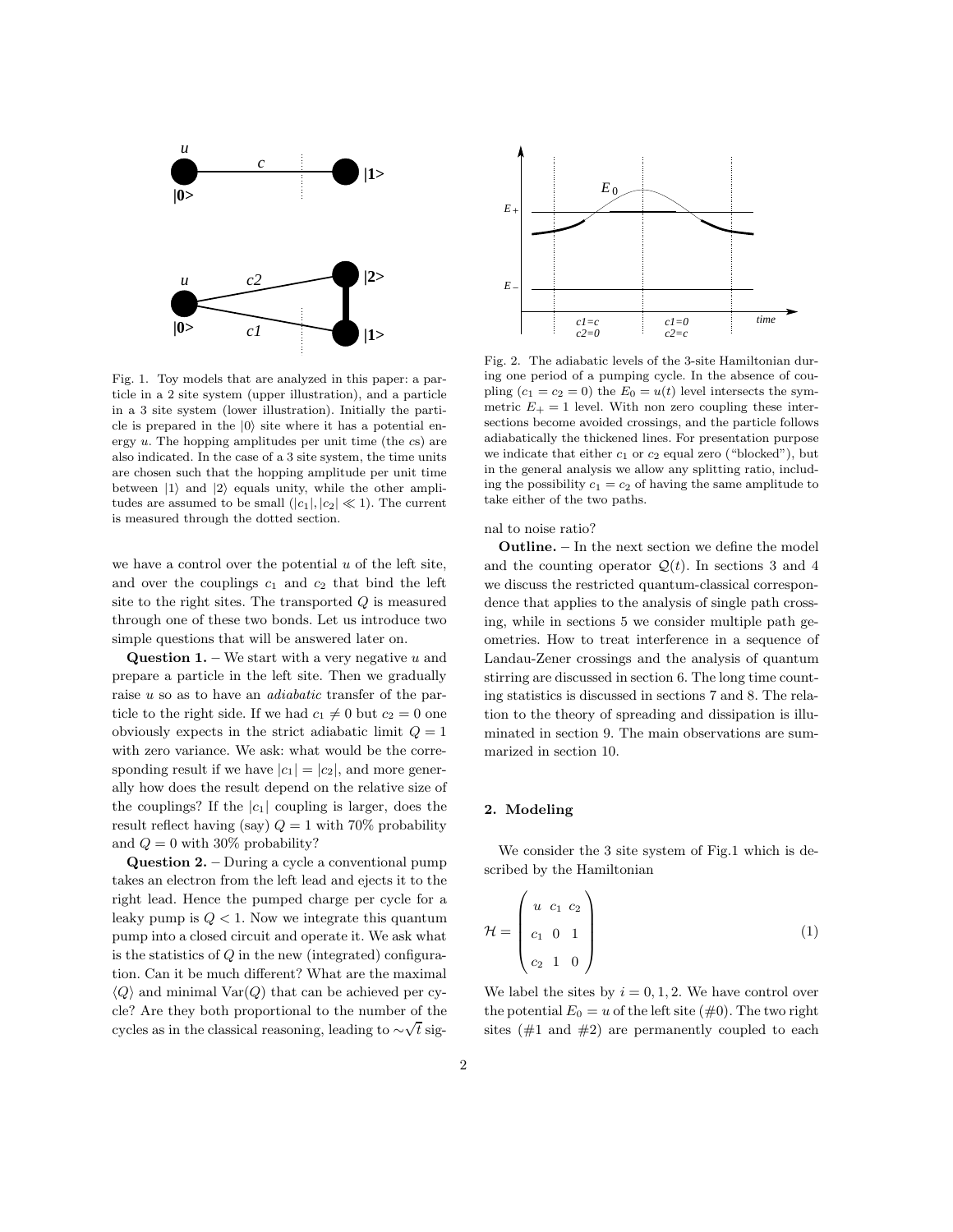Fig. 1. Toy models that are analyzed in this paper: a particle in a 2 site system (upper illustration), and a particle in a 3 site system (lower illustration). Initially the particle is prepared in the $|0\rangle$ site where it has a potential energy $u$. The hopping amplitudes per unit time (the $c$s) are also indicated. In the case of a 3 site system, the time units are chosen such that the hopping amplitude per unit time between $|1\rangle$ and $|2\rangle$ equals unity, while the other amplitudes are assumed to be small ($|c_1|, |c_2| \ll 1$). The current is measured through the dotted section.

we have a control over the potential $u$ of the left site, and over the couplings $c_1$ and $c_2$ that bind the left site to the right sites. The transported $Q$ is measured through one of these two bonds. Let us introduce two simple questions that will be answered later on.

**Question 1.** – We start with a very negative $u$ and prepare a particle in the left site. Then we gradually raise $u$ so as to have an *adiabatic* transfer of the particle to the right side. If we had $c_1 \neq 0$ but $c_2 = 0$ one obviously expects in the strict adiabatic limit $Q = 1$ with zero variance. We ask: what would be the corresponding result if we have $|c_1| = |c_2|$, and more generally how does the result depend on the relative size of the couplings? If the $|c_1|$ coupling is larger, does the result reflect having (say) $Q = 1$ with 70% probability and $Q = 0$ with 30% probability?

**Question 2.** – During a cycle a conventional pump takes an electron from the left lead and ejects it to the right lead. Hence the pumped charge per cycle for a leaky pump is $Q < 1$. Now we integrate this quantum pump into a closed circuit and operate it. We ask what is the statistics of $Q$ in the new (integrated) configuration. Can it be much different? What are the maximal $\langle Q \rangle$ and minimal $\text{Var}(Q)$ that can be achieved per cycle? Are they both proportional to the number of the cycles as in the classical reasoning, leading to $\sim\sqrt{t}$ signal to noise ratio?

Fig. 2. The adiabatic levels of the 3-site Hamiltonian during one period of a pumping cycle. In the absence of coupling ($c_1 = c_2 = 0$) the $E_0 = u(t)$ level intersects the symmetric $E_+ = 1$ level. With non zero coupling these intersections become avoided crossings, and the particle follows adiabatically the thickened lines. For presentation purpose we indicate that either $c_1$ or $c_2$ equal zero ("blocked"), but in the general analysis we allow any splitting ratio, including the possibility $c_1 = c_2$ of having the same amplitude to take either of the two paths.

**Outline.** – In the next section we define the model and the counting operator $\mathcal{Q}(t)$. In sections 3 and 4 we discuss the restricted quantum-classical correspondence that applies to the analysis of single path crossing, while in sections 5 we consider multiple path geometries. How to treat interference in a sequence of Landau-Zener crossings and the analysis of quantum stirring are discussed in section 6. The long time counting statistics is discussed in sections 7 and 8. The relation to the theory of spreading and dissipation is illuminated in section 9. The main observations are summarized in section 10.

## 2. Modeling

We consider the 3 site system of Fig.1 which is described by the Hamiltonian

$$\mathcal{H} = \begin{pmatrix} u & c_1 & c_2 \\ c_1 & 0 & 1 \\ c_2 & 1 & 0 \end{pmatrix} \tag{1}$$

We label the sites by $i = 0, 1, 2$. We have control over the potential $E_0 = u$ of the left site (#0). The two right sites (#1 and #2) are permanently coupled to each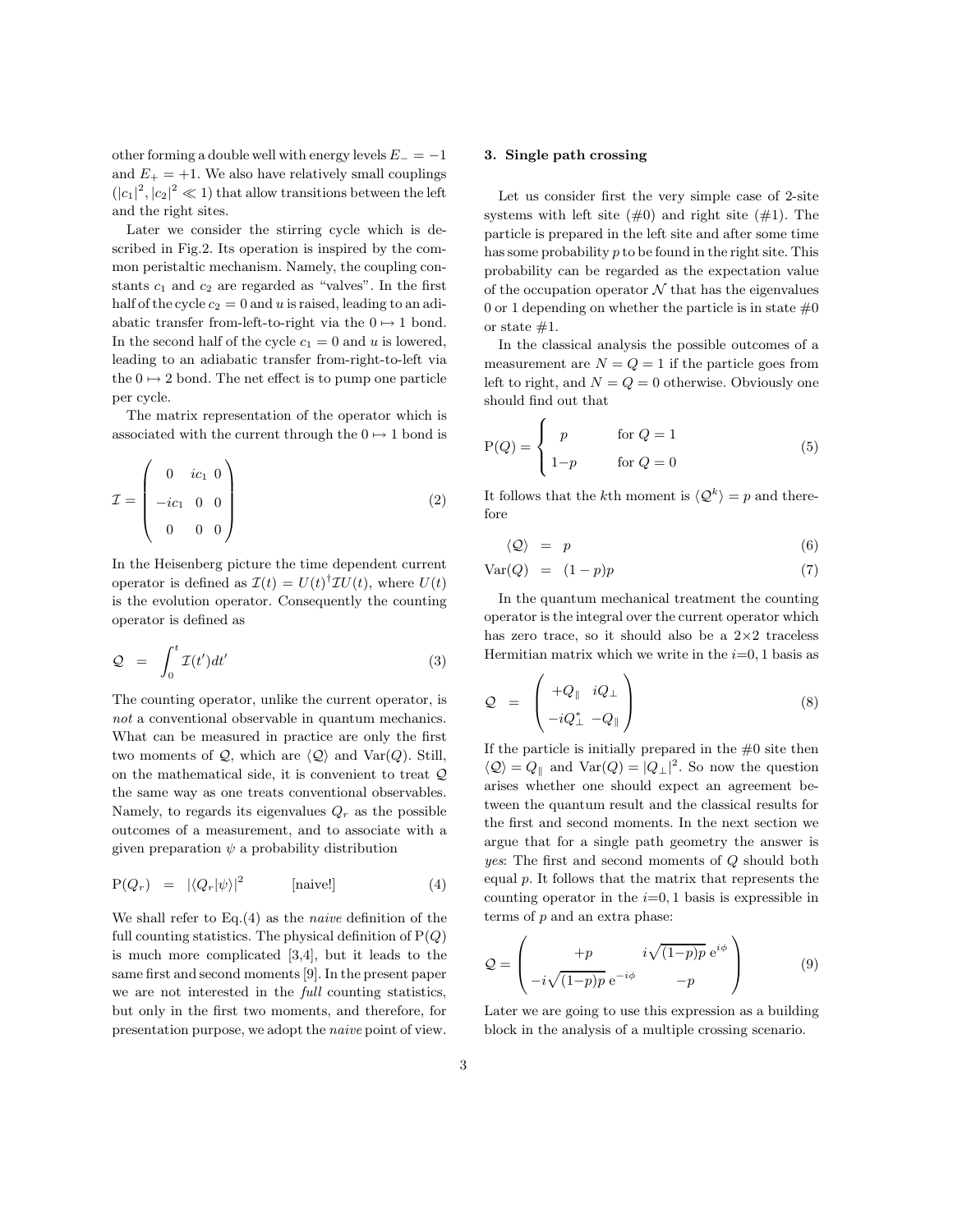other forming a double well with energy levels $E_- = -1$ and $E_+ = +1$. We also have relatively small couplings ($|c_1|^2, |c_2|^2 \ll 1$) that allow transitions between the left and the right sites.

Later we consider the stirring cycle which is described in Fig.2. Its operation is inspired by the common peristaltic mechanism. Namely, the coupling constants $c_1$ and $c_2$ are regarded as "valves". In the first half of the cycle $c_2 = 0$ and $u$ is raised, leading to an adiabatic transfer from-left-to-right via the $0 \mapsto 1$ bond. In the second half of the cycle $c_1 = 0$ and $u$ is lowered, leading to an adiabatic transfer from-right-to-left via the $0 \mapsto 2$ bond. The net effect is to pump one particle per cycle.

The matrix representation of the operator which is associated with the current through the $0 \mapsto 1$ bond is

$$\mathcal{I} = \begin{pmatrix} 0 & ic_1 & 0 \\ -ic_1 & 0 & 0 \\ 0 & 0 & 0 \end{pmatrix} \tag{2}$$

In the Heisenberg picture the time dependent current operator is defined as $\mathcal{I}(t) = U(t)^\dagger \mathcal{I} U(t)$, where $U(t)$ is the evolution operator. Consequently the counting operator is defined as

$$\mathcal{Q} \;=\; \int_0^t \mathcal{I}(t')dt' \tag{3}$$

The counting operator, unlike the current operator, is *not* a conventional observable in quantum mechanics. What can be measured in practice are only the first two moments of $\mathcal{Q}$, which are $\langle \mathcal{Q} \rangle$ and $\text{Var}(Q)$. Still, on the mathematical side, it is convenient to treat $\mathcal{Q}$ the same way as one treats conventional observables. Namely, to regards its eigenvalues $Q_r$ as the possible outcomes of a measurement, and to associate with a given preparation $\psi$ a probability distribution

$$\text{P}(Q_r) \;=\; |\langle Q_r|\psi\rangle|^2 \qquad\qquad [\text{naive!}] \tag{4}$$

We shall refer to Eq.(4) as the *naive* definition of the full counting statistics. The physical definition of $\text{P}(Q)$ is much more complicated [3,4], but it leads to the same first and second moments [9]. In the present paper we are not interested in the *full* counting statistics, but only in the first two moments, and therefore, for presentation purpose, we adopt the *naive* point of view.

### 3. Single path crossing

Let us consider first the very simple case of 2-site systems with left site (#0) and right site (#1). The particle is prepared in the left site and after some time has some probability $p$ to be found in the right site. This probability can be regarded as the expectation value of the occupation operator $\mathcal{N}$ that has the eigenvalues 0 or 1 depending on whether the particle is in state #0 or state #1.

In the classical analysis the possible outcomes of a measurement are $N = Q = 1$ if the particle goes from left to right, and $N = Q = 0$ otherwise. Obviously one should find out that

$$\text{P}(Q) = \begin{cases} p & \text{for } Q = 1 \\ 1{-}p & \text{for } Q = 0 \end{cases} \tag{5}$$

It follows that the $k$th moment is $\langle \mathcal{Q}^k \rangle = p$ and therefore

$$\langle \mathcal{Q} \rangle \;=\; p \tag{6}$$

$$\text{Var}(Q) \;=\; (1-p)p \tag{7}$$

In the quantum mechanical treatment the counting operator is the integral over the current operator which has zero trace, so it should also be a $2{\times}2$ traceless Hermitian matrix which we write in the $i{=}0,1$ basis as

$$\mathcal{Q} \;=\; \begin{pmatrix} +Q_\parallel & iQ_\perp \\ -iQ_\perp^* & -Q_\parallel \end{pmatrix} \tag{8}$$

If the particle is initially prepared in the #0 site then $\langle \mathcal{Q} \rangle = Q_\parallel$ and $\text{Var}(Q) = |Q_\perp|^2$. So now the question arises whether one should expect an agreement between the quantum result and the classical results for the first and second moments. In the next section we argue that for a single path geometry the answer is *yes*: The first and second moments of $Q$ should both equal $p$. It follows that the matrix that represents the counting operator in the $i{=}0,1$ basis is expressible in terms of $p$ and an extra phase:

$$\mathcal{Q} = \begin{pmatrix} +p & i\sqrt{(1{-}p)p}\, \mathrm{e}^{i\phi} \\ -i\sqrt{(1{-}p)p}\, \mathrm{e}^{-i\phi} & -p \end{pmatrix} \tag{9}$$

Later we are going to use this expression as a building block in the analysis of a multiple crossing scenario.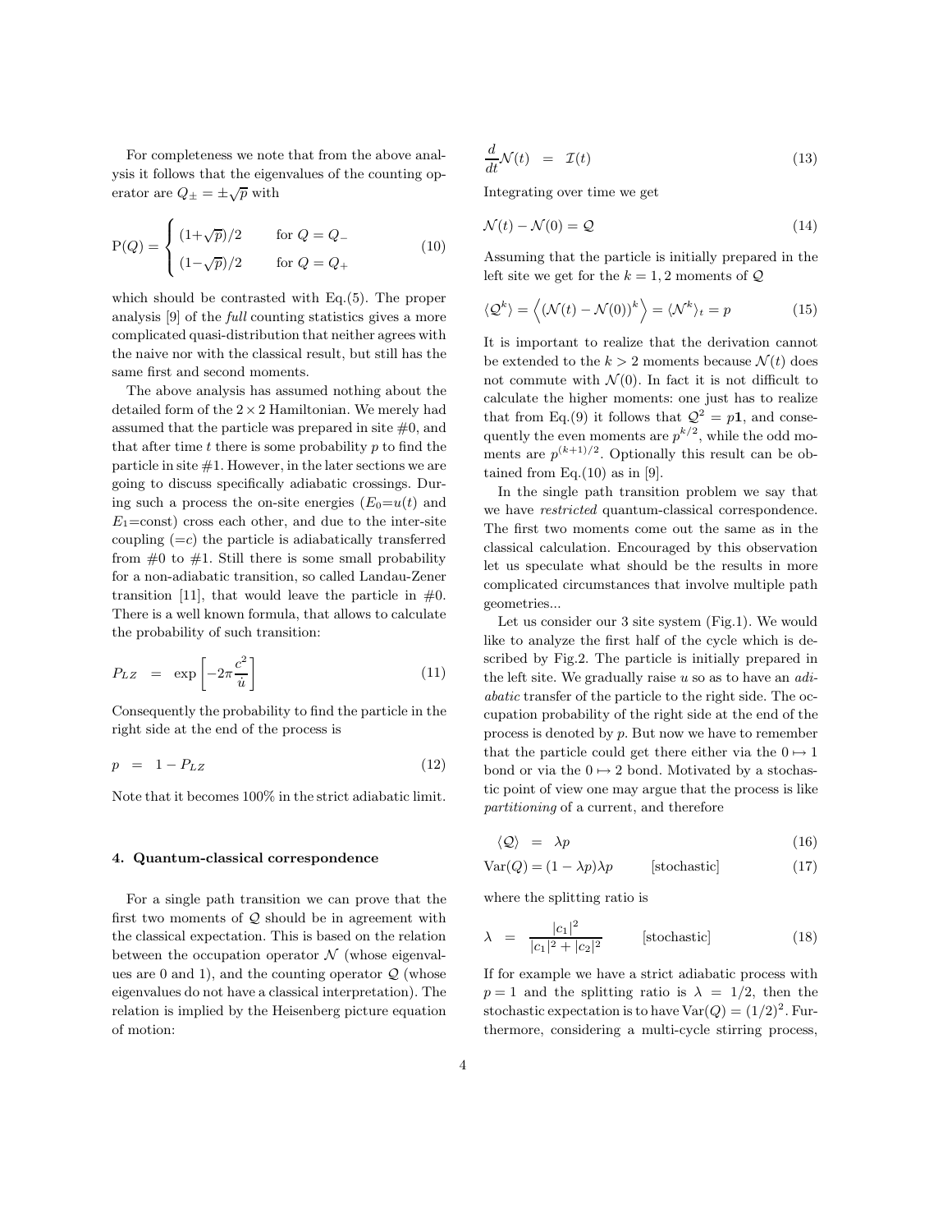For completeness we note that from the above analysis it follows that the eigenvalues of the counting operator are $Q_{\pm} = \pm\sqrt{p}$ with

$$
\mathrm{P}(Q) = \begin{cases} (1+\sqrt{p})/2 & \text{for } Q = Q_{-} \\ (1-\sqrt{p})/2 & \text{for } Q = Q_{+} \end{cases} \tag{10}
$$

which should be contrasted with Eq.(5). The proper analysis [9] of the *full* counting statistics gives a more complicated quasi-distribution that neither agrees with the naive nor with the classical result, but still has the same first and second moments.

The above analysis has assumed nothing about the detailed form of the $2 \times 2$ Hamiltonian. We merely had assumed that the particle was prepared in site #0, and that after time $t$ there is some probability $p$ to find the particle in site #1. However, in the later sections we are going to discuss specifically adiabatic crossings. During such a process the on-site energies ($E_0 = u(t)$ and $E_1$=const) cross each other, and due to the inter-site coupling ($=c$) the particle is adiabatically transferred from #0 to #1. Still there is some small probability for a non-adiabatic transition, so called Landau-Zener transition [11], that would leave the particle in #0. There is a well known formula, that allows to calculate the probability of such transition:

$$
P_{LZ} \;\; = \;\; \exp\left[-2\pi \frac{c^2}{\dot{u}}\right] \tag{11}
$$

Consequently the probability to find the particle in the right side at the end of the process is

$$
p \;\; = \;\; 1 - P_{LZ} \tag{12}
$$

Note that it becomes 100% in the strict adiabatic limit.

#### 4. Quantum-classical correspondence

For a single path transition we can prove that the first two moments of $\mathcal{Q}$ should be in agreement with the classical expectation. This is based on the relation between the occupation operator $\mathcal{N}$ (whose eigenvalues are 0 and 1), and the counting operator $\mathcal{Q}$ (whose eigenvalues do not have a classical interpretation). The relation is implied by the Heisenberg picture equation of motion:

$$
\frac{d}{dt}\mathcal{N}(t) \;\; = \;\; \mathcal{I}(t) \tag{13}
$$

Integrating over time we get

$$
\mathcal{N}(t) - \mathcal{N}(0) = \mathcal{Q} \tag{14}
$$

Assuming that the particle is initially prepared in the left site we get for the $k = 1, 2$ moments of $\mathcal{Q}$

$$
\langle \mathcal{Q}^k \rangle = \left\langle (\mathcal{N}(t) - \mathcal{N}(0))^k \right\rangle = \langle \mathcal{N}^k \rangle_t = p \tag{15}
$$

It is important to realize that the derivation cannot be extended to the $k > 2$ moments because $\mathcal{N}(t)$ does not commute with $\mathcal{N}(0)$. In fact it is not difficult to calculate the higher moments: one just has to realize that from Eq.(9) it follows that $\mathcal{Q}^2 = p\mathbf{1}$, and consequently the even moments are $p^{k/2}$, while the odd moments are $p^{(k+1)/2}$. Optionally this result can be obtained from Eq.(10) as in [9].

In the single path transition problem we say that we have *restricted* quantum-classical correspondence. The first two moments come out the same as in the classical calculation. Encouraged by this observation let us speculate what should be the results in more complicated circumstances that involve multiple path geometries...

Let us consider our 3 site system (Fig.1). We would like to analyze the first half of the cycle which is described by Fig.2. The particle is initially prepared in the left site. We gradually raise $u$ so as to have an *adiabatic* transfer of the particle to the right side. The occupation probability of the right side at the end of the process is denoted by $p$. But now we have to remember that the particle could get there either via the $0 \mapsto 1$ bond or via the $0 \mapsto 2$ bond. Motivated by a stochastic point of view one may argue that the process is like *partitioning* of a current, and therefore

$$
\langle \mathcal{Q} \rangle \;\; = \;\; \lambda p \tag{16}
$$

$$
\mathrm{Var}(Q) = (1 - \lambda p)\lambda p \qquad \text{[stochastic]} \tag{17}
$$

where the splitting ratio is

$$
\lambda \;\; = \;\; \frac{|c_1|^2}{|c_1|^2 + |c_2|^2} \qquad \text{[stochastic]} \tag{18}
$$

If for example we have a strict adiabatic process with $p = 1$ and the splitting ratio is $\lambda = 1/2$, then the stochastic expectation is to have $\mathrm{Var}(Q) = (1/2)^2$. Furthermore, considering a multi-cycle stirring process,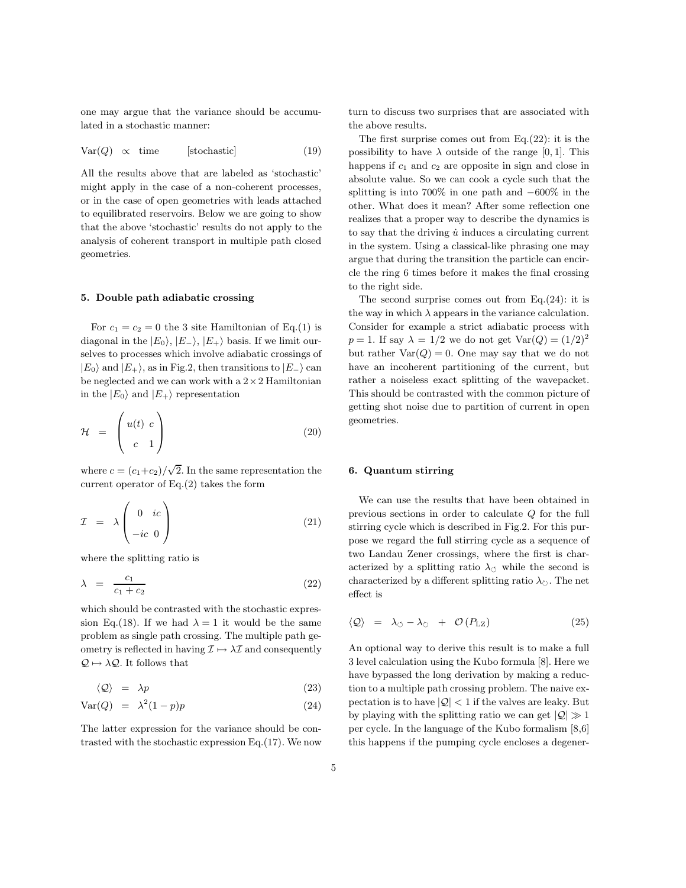one may argue that the variance should be accumulated in a stochastic manner:

$$\mathrm{Var}(Q) \;\propto\; \text{time} \qquad [\text{stochastic}] \tag{19}$$

All the results above that are labeled as 'stochastic' might apply in the case of a non-coherent processes, or in the case of open geometries with leads attached to equilibrated reservoirs. Below we are going to show that the above 'stochastic' results do not apply to the analysis of coherent transport in multiple path closed geometries.

### 5. Double path adiabatic crossing

For $c_1 = c_2 = 0$ the 3 site Hamiltonian of Eq.(1) is diagonal in the $|E_0\rangle$, $|E_-\rangle$, $|E_+\rangle$ basis. If we limit ourselves to processes which involve adiabatic crossings of $|E_0\rangle$ and $|E_+\rangle$, as in Fig.2, then transitions to $|E_-\rangle$ can be neglected and we can work with a $2\times2$ Hamiltonian in the $|E_0\rangle$ and $|E_+\rangle$ representation

$$\mathcal{H} \;=\; \begin{pmatrix} u(t) & c \\ c & 1 \end{pmatrix} \tag{20}$$

where $c = (c_1+c_2)/\sqrt{2}$. In the same representation the current operator of Eq.(2) takes the form

$$\mathcal{I} \;=\; \lambda \begin{pmatrix} 0 & ic \\ -ic & 0 \end{pmatrix} \tag{21}$$

where the splitting ratio is

$$\lambda \;=\; \frac{c_1}{c_1+c_2} \tag{22}$$

which should be contrasted with the stochastic expression Eq.(18). If we had $\lambda = 1$ it would be the same problem as single path crossing. The multiple path geometry is reflected in having $\mathcal{I} \mapsto \lambda \mathcal{I}$ and consequently $\mathcal{Q} \mapsto \lambda \mathcal{Q}$. It follows that

$$\langle \mathcal{Q} \rangle \;=\; \lambda p \tag{23}$$

$$\mathrm{Var}(Q) \;=\; \lambda^2 (1-p) p \tag{24}$$

The latter expression for the variance should be contrasted with the stochastic expression Eq.(17). We now turn to discuss two surprises that are associated with the above results.

The first surprise comes out from Eq.(22): it is the possibility to have $\lambda$ outside of the range $[0,1]$. This happens if $c_1$ and $c_2$ are opposite in sign and close in absolute value. So we can cook a cycle such that the splitting is into 700% in one path and $-600\%$ in the other. What does it mean? After some reflection one realizes that a proper way to describe the dynamics is to say that the driving $\dot{u}$ induces a circulating current in the system. Using a classical-like phrasing one may argue that during the transition the particle can encircle the ring 6 times before it makes the final crossing to the right side.

The second surprise comes out from Eq.(24): it is the way in which $\lambda$ appears in the variance calculation. Consider for example a strict adiabatic process with $p = 1$. If say $\lambda = 1/2$ we do not get $\mathrm{Var}(Q) = (1/2)^2$ but rather $\mathrm{Var}(Q) = 0$. One may say that we do not have an incoherent partitioning of the current, but rather a noiseless exact splitting of the wavepacket. This should be contrasted with the common picture of getting shot noise due to partition of current in open geometries.

### 6. Quantum stirring

We can use the results that have been obtained in previous sections in order to calculate $Q$ for the full stirring cycle which is described in Fig.2. For this purpose we regard the full stirring cycle as a sequence of two Landau Zener crossings, where the first is characterized by a splitting ratio $\lambda_{\circlearrowleft}$ while the second is characterized by a different splitting ratio $\lambda_{\circlearrowright}$. The net effect is

$$\langle \mathcal{Q} \rangle \;=\; \lambda_{\circlearrowleft} - \lambda_{\circlearrowright} \;+\; \mathcal{O}\left(P_{\mathrm{LZ}}\right) \tag{25}$$

An optional way to derive this result is to make a full 3 level calculation using the Kubo formula [8]. Here we have bypassed the long derivation by making a reduction to a multiple path crossing problem. The naive expectation is to have $|\mathcal{Q}| < 1$ if the valves are leaky. But by playing with the splitting ratio we can get $|\mathcal{Q}| \gg 1$ per cycle. In the language of the Kubo formalism [8,6] this happens if the pumping cycle encloses a degener-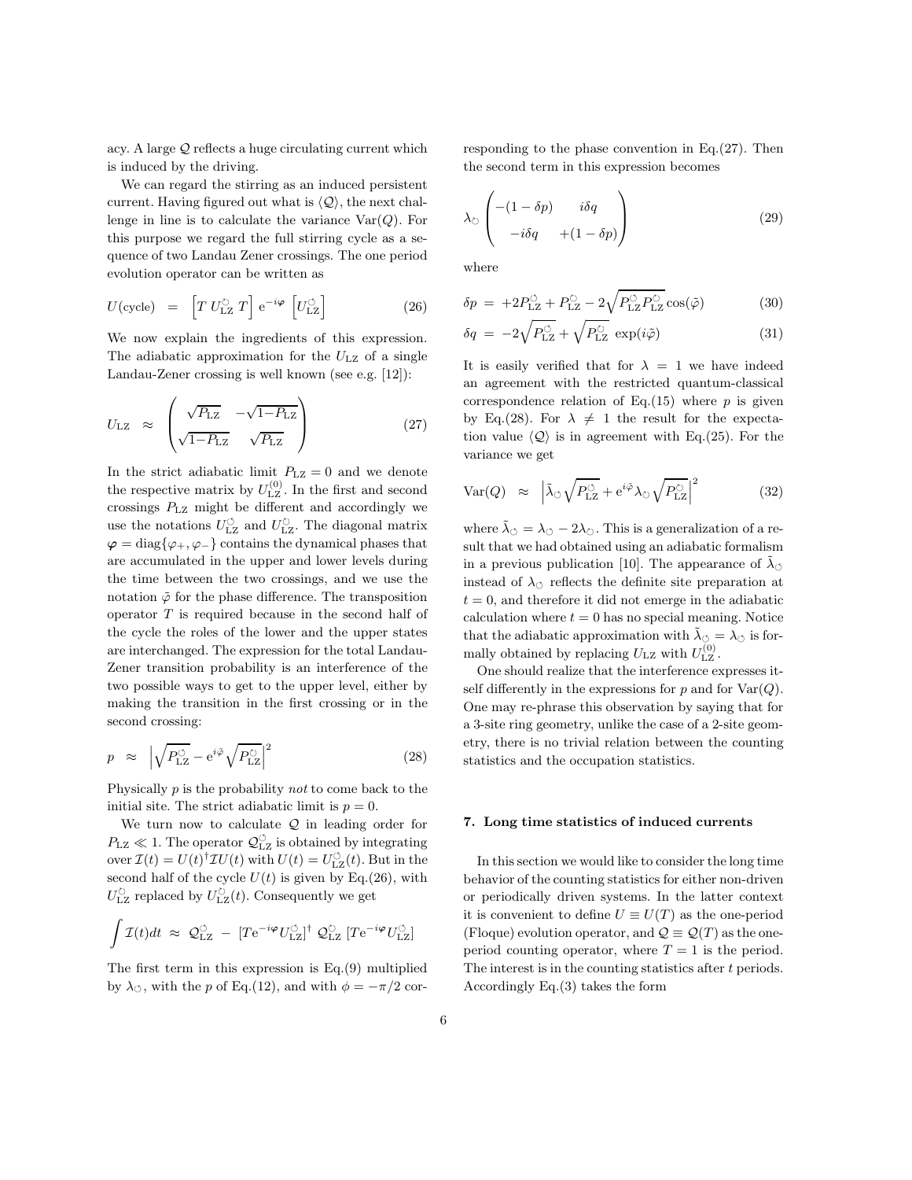acy. A large $\mathcal{Q}$ reflects a huge circulating current which is induced by the driving.

We can regard the stirring as an induced persistent current. Having figured out what is $\langle \mathcal{Q} \rangle$, the next challenge in line is to calculate the variance $\mathrm{Var}(Q)$. For this purpose we regard the full stirring cycle as a sequence of two Landau Zener crossings. The one period evolution operator can be written as

$$U(\text{cycle}) \;\; = \;\; \left[T\, U_{\mathrm{LZ}}^{\circlearrowright}\, T\right] \mathrm{e}^{-i\boldsymbol{\varphi}} \left[U_{\mathrm{LZ}}^{\circlearrowleft}\right] \tag{26}$$

We now explain the ingredients of this expression. The adiabatic approximation for the $U_{\mathrm{LZ}}$ of a single Landau-Zener crossing is well known (see e.g. [12]):

$$U_{\mathrm{LZ}} \;\; \approx \;\; \begin{pmatrix} \sqrt{P_{\mathrm{LZ}}} & -\sqrt{1-P_{\mathrm{LZ}}} \\ \sqrt{1-P_{\mathrm{LZ}}} & \sqrt{P_{\mathrm{LZ}}} \end{pmatrix} \tag{27}$$

In the strict adiabatic limit $P_{\mathrm{LZ}} = 0$ and we denote the respective matrix by $U_{\mathrm{LZ}}^{(0)}$. In the first and second crossings $P_{\mathrm{LZ}}$ might be different and accordingly we use the notations $U_{\mathrm{LZ}}^{\circlearrowleft}$ and $U_{\mathrm{LZ}}^{\circlearrowright}$. The diagonal matrix $\boldsymbol{\varphi} = \mathrm{diag}\{\varphi_+, \varphi_-\}$ contains the dynamical phases that are accumulated in the upper and lower levels during the time between the two crossings, and we use the notation $\tilde{\varphi}$ for the phase difference. The transposition operator $T$ is required because in the second half of the cycle the roles of the lower and the upper states are interchanged. The expression for the total Landau-Zener transition probability is an interference of the two possible ways to get to the upper level, either by making the transition in the first crossing or in the second crossing:

$$p \;\; \approx \;\; \left|\sqrt{P_{\mathrm{LZ}}^{\circlearrowleft}} - \mathrm{e}^{i\tilde{\varphi}}\sqrt{P_{\mathrm{LZ}}^{\circlearrowright}}\right|^2 \tag{28}$$

Physically $p$ is the probability *not* to come back to the initial site. The strict adiabatic limit is $p = 0$.

We turn now to calculate $\mathcal{Q}$ in leading order for $P_{\mathrm{LZ}} \ll 1$. The operator $\mathcal{Q}_{\mathrm{LZ}}^{\circlearrowleft}$ is obtained by integrating over $\mathcal{I}(t) = U(t)^{\dagger}\mathcal{I}U(t)$ with $U(t) = U_{\mathrm{LZ}}^{\circlearrowleft}(t)$. But in the second half of the cycle $U(t)$ is given by Eq.(26), with $U_{\mathrm{LZ}}^{\circlearrowright}$ replaced by $U_{\mathrm{LZ}}^{\circlearrowright}(t)$. Consequently we get

$$\int \mathcal{I}(t)dt \;\approx\; \mathcal{Q}_{\mathrm{LZ}}^{\circlearrowleft} \;-\; [T\mathrm{e}^{-i\boldsymbol{\varphi}}U_{\mathrm{LZ}}^{\circlearrowleft}]^{\dagger}\; \mathcal{Q}_{\mathrm{LZ}}^{\circlearrowright}\; [T\mathrm{e}^{-i\boldsymbol{\varphi}}U_{\mathrm{LZ}}^{\circlearrowleft}]$$

The first term in this expression is Eq.(9) multiplied by $\lambda_{\circlearrowleft}$, with the $p$ of Eq.(12), and with $\phi = -\pi/2$ corresponding to the phase convention in Eq.(27). Then the second term in this expression becomes

$$\lambda_{\circlearrowright} \begin{pmatrix} -(1-\delta p) & i\delta q \\ -i\delta q & +(1-\delta p) \end{pmatrix} \tag{29}$$

where

$$\delta p \;=\; +2P_{\mathrm{LZ}}^{\circlearrowleft} + P_{\mathrm{LZ}}^{\circlearrowright} - 2\sqrt{P_{\mathrm{LZ}}^{\circlearrowleft}P_{\mathrm{LZ}}^{\circlearrowright}}\cos(\tilde{\varphi}) \tag{30}$$

$$\delta q \;=\; -2\sqrt{P_{\mathrm{LZ}}^{\circlearrowleft}} + \sqrt{P_{\mathrm{LZ}}^{\circlearrowright}}\;\exp(i\tilde{\varphi}) \tag{31}$$

It is easily verified that for $\lambda = 1$ we have indeed an agreement with the restricted quantum-classical correspondence relation of Eq.(15) where $p$ is given by Eq.(28). For $\lambda \neq 1$ the result for the expectation value $\langle \mathcal{Q} \rangle$ is in agreement with Eq.(25). For the variance we get

$$\mathrm{Var}(Q) \;\; \approx \;\; \left|\tilde{\lambda}_{\circlearrowleft}\sqrt{P_{\mathrm{LZ}}^{\circlearrowleft}} + \mathrm{e}^{i\tilde{\varphi}}\lambda_{\circlearrowright}\sqrt{P_{\mathrm{LZ}}^{\circlearrowright}}\right|^2 \tag{32}$$

where $\tilde{\lambda}_{\circlearrowleft} = \lambda_{\circlearrowright} - 2\lambda_{\circlearrowleft}$. This is a generalization of a result that we had obtained using an adiabatic formalism in a previous publication [10]. The appearance of $\tilde{\lambda}_{\circlearrowleft}$ instead of $\lambda_{\circlearrowleft}$ reflects the definite site preparation at $t = 0$, and therefore it did not emerge in the adiabatic calculation where $t = 0$ has no special meaning. Notice that the adiabatic approximation with $\tilde{\lambda}_{\circlearrowleft} = \lambda_{\circlearrowleft}$ is formally obtained by replacing $U_{\mathrm{LZ}}$ with $U_{\mathrm{LZ}}^{(0)}$.

One should realize that the interference expresses itself differently in the expressions for $p$ and for $\mathrm{Var}(Q)$. One may re-phrase this observation by saying that for a 3-site ring geometry, unlike the case of a 2-site geometry, there is no trivial relation between the counting statistics and the occupation statistics.

## 7. Long time statistics of induced currents

In this section we would like to consider the long time behavior of the counting statistics for either non-driven or periodically driven systems. In the latter context it is convenient to define $U \equiv U(T)$ as the one-period (Floque) evolution operator, and $\mathcal{Q} \equiv \mathcal{Q}(T)$ as the one-period counting operator, where $T = 1$ is the period. The interest is in the counting statistics after $t$ periods. Accordingly Eq.(3) takes the form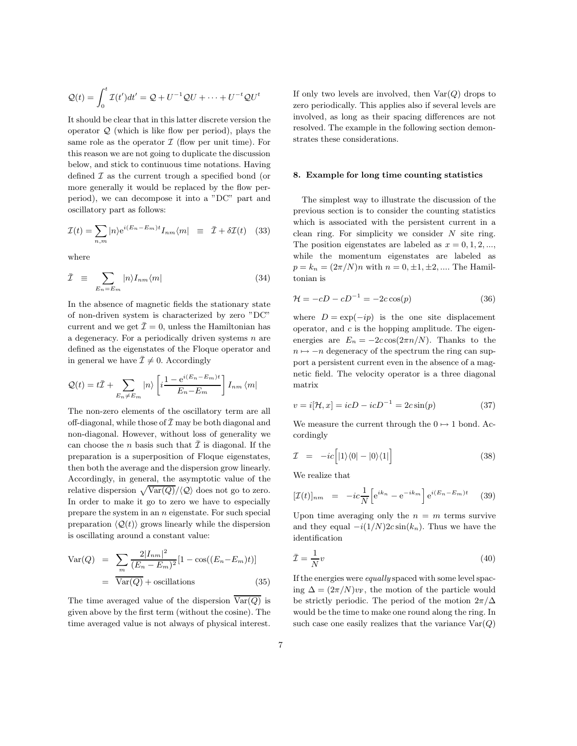$$\mathcal{Q}(t) = \int_0^t \mathcal{I}(t')dt' = \mathcal{Q} + U^{-1}\mathcal{Q}U + \cdots + U^{-t}\mathcal{Q}U^t$$

It should be clear that in this latter discrete version the operator $\mathcal{Q}$ (which is like flow per period), plays the same role as the operator $\mathcal{I}$ (flow per unit time). For this reason we are not going to duplicate the discussion below, and stick to continuous time notations. Having defined $\mathcal{I}$ as the current trough a specified bond (or more generally it would be replaced by the flow per-period), we can decompose it into a "DC" part and oscillatory part as follows:

$$\mathcal{I}(t) = \sum_{n,m} |n\rangle e^{i(E_n-E_m)t} I_{nm}\langle m| \;\; \equiv \;\; \bar{\mathcal{I}} + \delta\mathcal{I}(t) \quad (33)$$

where

$$\bar{\mathcal{I}} \;\; \equiv \;\; \sum_{E_n=E_m} |n\rangle I_{nm}\langle m| \quad (34)$$

In the absence of magnetic fields the stationary state of non-driven system is characterized by zero "DC" current and we get $\bar{\mathcal{I}} = 0$, unless the Hamiltonian has a degeneracy. For a periodically driven systems $n$ are defined as the eigenstates of the Floque operator and in general we have $\bar{\mathcal{I}} \neq 0$. Accordingly

$$\mathcal{Q}(t) = t\bar{\mathcal{I}} + \sum_{E_n \neq E_m} |n\rangle \left[ i\frac{1 - e^{i(E_n-E_m)t}}{E_n - E_m} \right] I_{nm}\langle m|$$

The non-zero elements of the oscillatory term are all off-diagonal, while those of $\bar{\mathcal{I}}$ may be both diagonal and non-diagonal. However, without loss of generality we can choose the $n$ basis such that $\bar{\mathcal{I}}$ is diagonal. If the preparation is a superposition of Floque eigenstates, then both the average and the dispersion grow linearly. Accordingly, in general, the asymptotic value of the relative dispersion $\sqrt{\mathrm{Var}(Q)}/\langle\mathcal{Q}\rangle$ does not go to zero. In order to make it go to zero we have to especially prepare the system in an $n$ eigenstate. For such special preparation $\langle\mathcal{Q}(t)\rangle$ grows linearly while the dispersion is oscillating around a constant value:

$$\begin{aligned}\mathrm{Var}(Q) \;\; &= \;\; \sum_m \frac{2|I_{nm}|^2}{(E_n - E_m)^2}[1 - \cos((E_n - E_m)t)] \\ &= \;\; \overline{\mathrm{Var}(Q)} + \text{oscillations} \end{aligned} \quad (35)$$

The time averaged value of the dispersion $\overline{\mathrm{Var}(Q)}$ is given above by the first term (without the cosine). The time averaged value is not alwaýs of physical interest. If only two levels are involved, then $\mathrm{Var}(Q)$ drops to zero periodically. This applies also if several levels are involved, as long as their spacing differences are not resolved. The example in the following section demonstrates these considerations.

## 8. Example for long time counting statistics

The simplest way to illustrate the discussion of the previous section is to consider the counting statistics which is associated with the persistent current in a clean ring. For simplicity we consider $N$ site ring. The position eigenstates are labeled as $x = 0, 1, 2, ...$, while the momentum eigenstates are labeled as $p = k_n = (2\pi/N)n$ with $n = 0, \pm1, \pm2, ....$ The Hamiltonian is

$$\mathcal{H} = -cD - cD^{-1} = -2c\cos(p) \quad (36)$$

where $D = \exp(-ip)$ is the one site displacement operator, and $c$ is the hopping amplitude. The eigenenergies are $E_n = -2c\cos(2\pi n/N)$. Thanks to the $n \mapsto -n$ degeneracy of the spectrum the ring can support a persistent current even in the absence of a magnetic field. The velocity operator is a three diagonal matrix

$$v = i[\mathcal{H}, x] = icD - icD^{-1} = 2c\sin(p) \quad (37)$$

We measure the current through the $0 \mapsto 1$ bond. Accordingly

$$\mathcal{I} \;\; = \;\; -ic\Big[|1\rangle\langle 0| - |0\rangle\langle 1|\Big] \quad (38)$$

We realize that

$$[\mathcal{I}(t)]_{nm} \;\; = \;\; -ic\frac{1}{N}\Big[e^{ik_n} - e^{-ik_m}\Big]e^{i(E_n-E_m)t} \quad (39)$$

Upon time averaging only the $n = m$ terms survive and they equal $-i(1/N)2c\sin(k_n)$. Thus we have the identification

$$\bar{\mathcal{I}} = \frac{1}{N}v \quad (40)$$

If the energies were *equally* spaced with some level spacing $\Delta = (2\pi/N)v_F$, the motion of the particle would be strictly periodic. The period of the motion $2\pi/\Delta$ would be the time to make one round along the ring. In such case one easily realizes that the variance $\mathrm{Var}(Q)$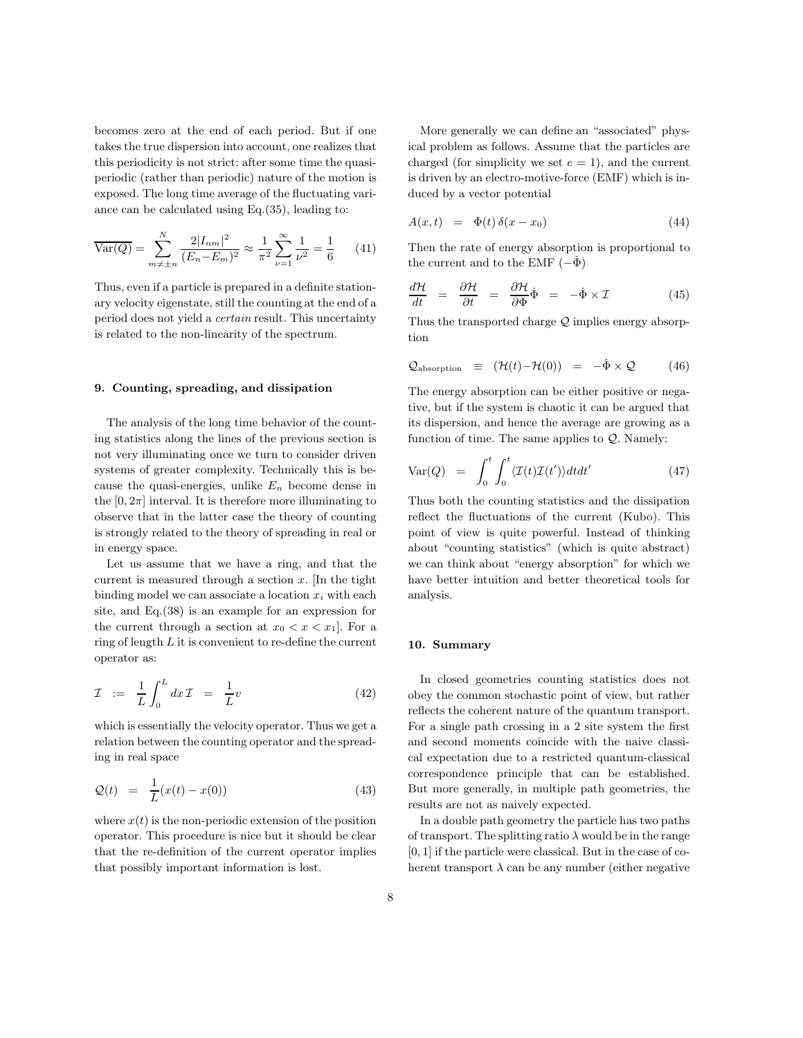becomes zero at the end of each period. But if one takes the true dispersion into account, one realizes that this periodicity is not strict: after some time the quasi-periodic (rather than periodic) nature of the motion is exposed. The long time average of the fluctuating variance can be calculated using Eq.(35), leading to:

$$\overline{\text{Var}(Q)} = \sum_{m\neq\pm n}^{N} \frac{2|I_{nm}|^2}{(E_n - E_m)^2} \approx \frac{1}{\pi^2}\sum_{\nu=1}^{\infty}\frac{1}{\nu^2} = \frac{1}{6} \qquad (41)$$

Thus, even if a particle is prepared in a definite stationary velocity eigenstate, still the counting at the end of a period does not yield a *certain* result. This uncertainty is related to the non-linearity of the spectrum.

### 9. Counting, spreading, and dissipation

The analysis of the long time behavior of the counting statistics along the lines of the previous section is not very illuminating once we turn to consider driven systems of greater complexity. Technically this is because the quasi-energies, unlike $E_n$ become dense in the $[0, 2\pi]$ interval. It is therefore more illuminating to observe that in the latter case the theory of counting is strongly related to the theory of spreading in real or in energy space.

Let us assume that we have a ring, and that the current is measured through a section $x$. [In the tight binding model we can associate a location $x_i$ with each site, and Eq.(38) is an example for an expression for the current through a section at $x_0 < x < x_1$]. For a ring of length $L$ it is convenient to re-define the current operator as:

$$\mathcal{I} \;:=\; \frac{1}{L}\int_0^L dx\,\mathcal{I} \;=\; \frac{1}{L}v \qquad (42)$$

which is essentially the velocity operator. Thus we get a relation between the counting operator and the spreading in real space

$$\mathcal{Q}(t) \;=\; \frac{1}{L}(x(t) - x(0)) \qquad (43)$$

where $x(t)$ is the non-periodic extension of the position operator. This procedure is nice but it should be clear that the re-definition of the current operator implies that possibly important information is lost.

More generally we can define an "associated" physical problem as follows. Assume that the particles are charged (for simplicity we set $e = 1$), and the current is driven by an electro-motive-force (EMF) which is induced by a vector potential

$$A(x,t) \;=\; \Phi(t)\,\delta(x - x_0) \qquad (44)$$

Then the rate of energy absorption is proportional to the current and to the EMF $(-\dot{\Phi})$

$$\frac{d\mathcal{H}}{dt} \;=\; \frac{\partial \mathcal{H}}{\partial t} \;=\; \frac{\partial \mathcal{H}}{\partial \Phi}\dot{\Phi} \;=\; -\dot{\Phi}\times\mathcal{I} \qquad (45)$$

Thus the transported charge $\mathcal{Q}$ implies energy absorption

$$\mathcal{Q}_{\text{absorption}} \;\equiv\; (\mathcal{H}(t) - \mathcal{H}(0)) \;=\; -\dot{\Phi}\times\mathcal{Q} \qquad (46)$$

The energy absorption can be either positive or negative, but if the system is chaotic it can be argued that its dispersion, and hence the average are growing as a function of time. The same applies to $\mathcal{Q}$. Namely:

$$\text{Var}(Q) \;=\; \int_0^t\int_0^t \langle \mathcal{I}(t)\mathcal{I}(t')\rangle dt dt' \qquad (47)$$

Thus both the counting statistics and the dissipation reflect the fluctuations of the current (Kubo). This point of view is quite powerful. Instead of thinking about "counting statistics" (which is quite abstract) we can think about "energy absorption" for which we have better intuition and better theoretical tools for analysis.

### 10. Summary

In closed geometries counting statistics does not obey the common stochastic point of view, but rather reflects the coherent nature of the quantum transport. For a single path crossing in a 2 site system the first and second moments coincide with the naive classical expectation due to a restricted quantum-classical correspondence principle that can be established. But more generally, in multiple path geometries, the results are not as naively expected.

In a double path geometry the particle has two paths of transport. The splitting ratio $\lambda$ would be in the range $[0, 1]$ if the particle were classical. But in the case of coherent transport $\lambda$ can be any number (either negative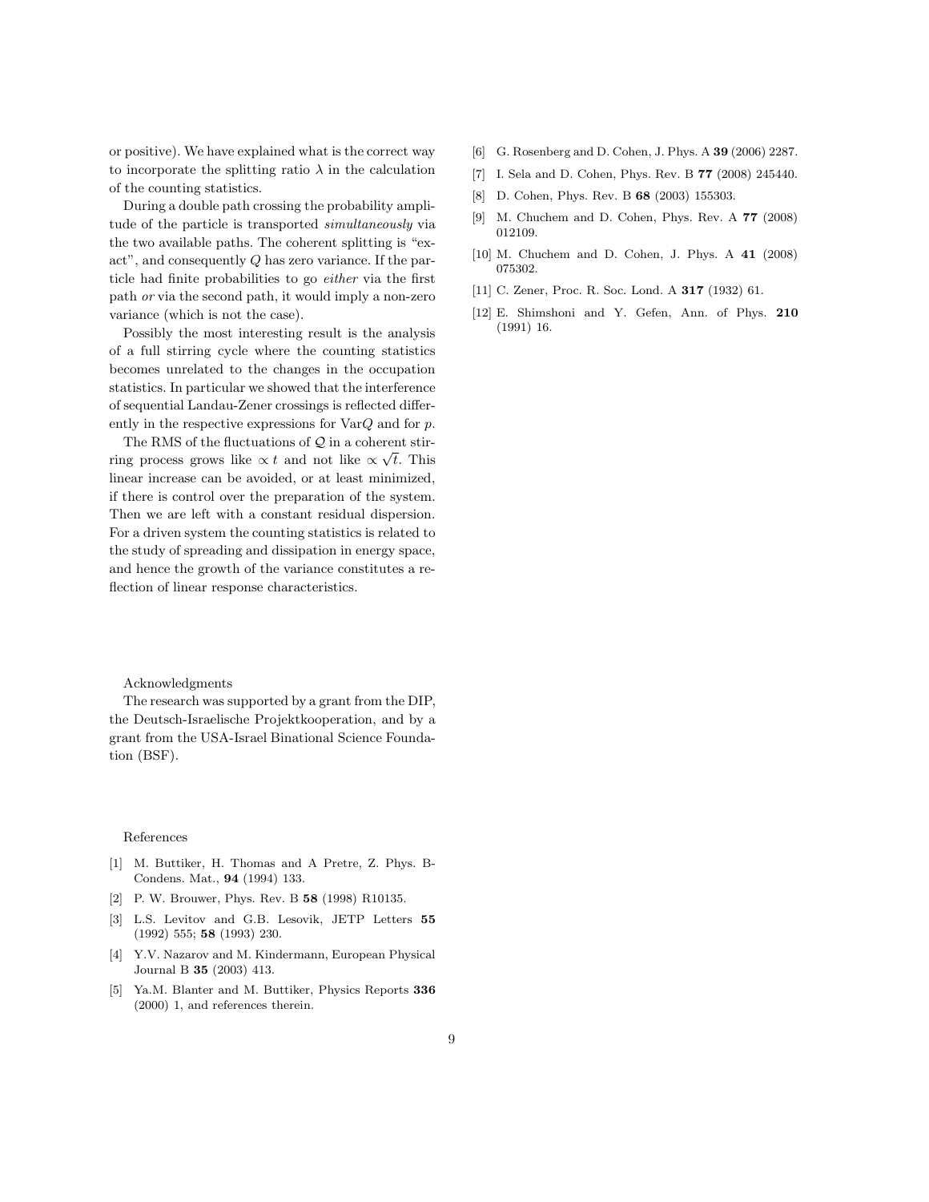or positive). We have explained what is the correct way to incorporate the splitting ratio $\lambda$ in the calculation of the counting statistics.

During a double path crossing the probability amplitude of the particle is transported *simultaneously* via the two available paths. The coherent splitting is "exact", and consequently $Q$ has zero variance. If the particle had finite probabilities to go *either* via the first path *or* via the second path, it would imply a non-zero variance (which is not the case).

Possibly the most interesting result is the analysis of a full stirring cycle where the counting statistics becomes unrelated to the changes in the occupation statistics. In particular we showed that the interference of sequential Landau-Zener crossings is reflected differently in the respective expressions for $\text{Var}Q$ and for $p$.

The RMS of the fluctuations of $\mathcal{Q}$ in a coherent stirring process grows like $\propto t$ and not like $\propto \sqrt{t}$. This linear increase can be avoided, or at least minimized, if there is control over the preparation of the system. Then we are left with a constant residual dispersion. For a driven system the counting statistics is related to the study of spreading and dissipation in energy space, and hence the growth of the variance constitutes a reflection of linear response characteristics.

Acknowledgments

The research was supported by a grant from the DIP, the Deutsch-Israelische Projektkooperation, and by a grant from the USA-Israel Binational Science Foundation (BSF).

References

[1] M. Buttiker, H. Thomas and A Pretre, Z. Phys. B-Condens. Mat., **94** (1994) 133.

[2] P. W. Brouwer, Phys. Rev. B **58** (1998) R10135.

[3] L.S. Levitov and G.B. Lesovik, JETP Letters **55** (1992) 555; **58** (1993) 230.

[4] Y.V. Nazarov and M. Kindermann, European Physical Journal B **35** (2003) 413.

[5] Ya.M. Blanter and M. Buttiker, Physics Reports **336** (2000) 1, and references therein.

[6] G. Rosenberg and D. Cohen, J. Phys. A **39** (2006) 2287.

[7] I. Sela and D. Cohen, Phys. Rev. B **77** (2008) 245440.

[8] D. Cohen, Phys. Rev. B **68** (2003) 155303.

[9] M. Chuchem and D. Cohen, Phys. Rev. A **77** (2008) 012109.

[10] M. Chuchem and D. Cohen, J. Phys. A **41** (2008) 075302.

[11] C. Zener, Proc. R. Soc. Lond. A **317** (1932) 61.

[12] E. Shimshoni and Y. Gefen, Ann. of Phys. **210** (1991) 16.